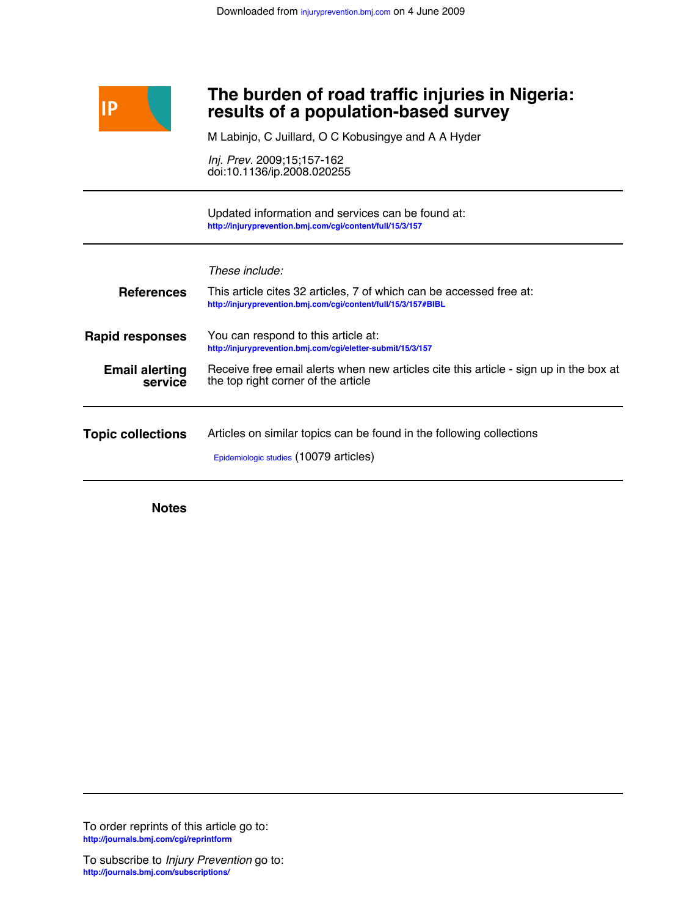Downloaded from injuryprevention.bmj.com on 4 June 2009

# The burden of road traffic injuries in Nigeria: results of a population-based survey

M Labinjo, C Juillard, O C Kobusingye and A A Hyder

*Inj. Prev.* 2009;15;157-162
doi:10.1136/ip.2008.020255

Updated information and services can be found at:
http://injuryprevention.bmj.com/cgi/content/full/15/3/157

*These include:*

**References**

This article cites 32 articles, 7 of which can be accessed free at:
http://injuryprevention.bmj.com/cgi/content/full/15/3/157#BIBL

**Rapid responses**

You can respond to this article at:
http://injuryprevention.bmj.com/cgi/eletter-submit/15/3/157

**Email alerting service**

Receive free email alerts when new articles cite this article - sign up in the box at the top right corner of the article

**Topic collections**

Articles on similar topics can be found in the following collections

Epidemiologic studies (10079 articles)

**Notes**

To order reprints of this article go to:
http://journals.bmj.com/cgi/reprintform

To subscribe to *Injury Prevention* go to:
http://journals.bmj.com/subscriptions/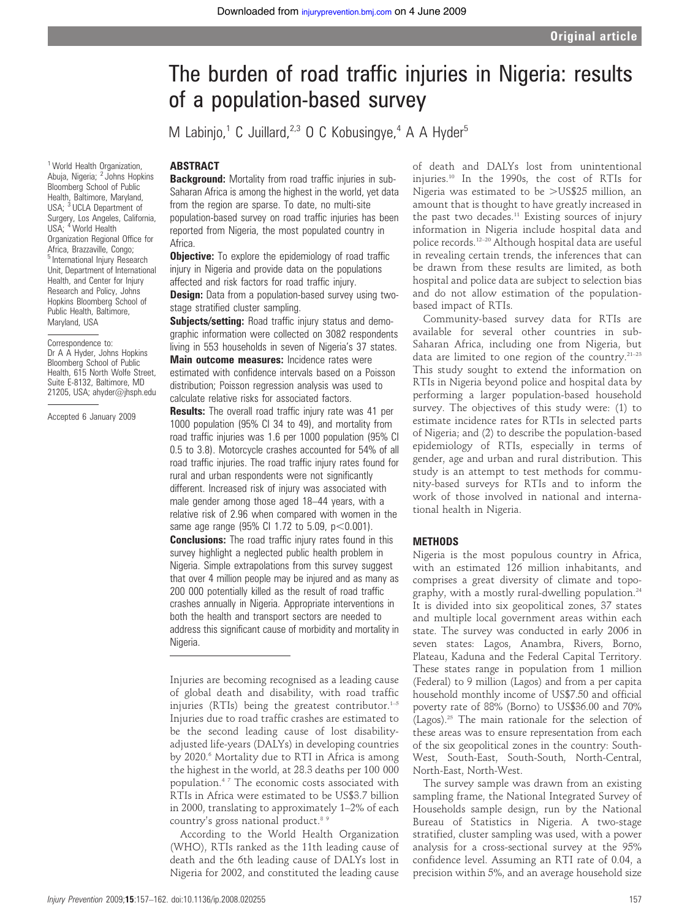# The burden of road traffic injuries in Nigeria: results of a population-based survey

M Labinjo,[1] C Juillard,[2,3] O C Kobusingye,[4] A A Hyder[5]

[1] World Health Organization, Abuja, Nigeria; [2] Johns Hopkins Bloomberg School of Public Health, Baltimore, Maryland, USA; [3] UCLA Department of Surgery, Los Angeles, California, USA; [4] World Health Organization Regional Office for Africa, Brazzaville, Congo; [5] International Injury Research Unit, Department of International Health, and Center for Injury Research and Policy, Johns Hopkins Bloomberg School of Public Health, Baltimore, Maryland, USA

Correspondence to: Dr A A Hyder, Johns Hopkins Bloomberg School of Public Health, 615 North Wolfe Street, Suite E-8132, Baltimore, MD 21205, USA; ahyder@jhsph.edu

Accepted 6 January 2009

## ABSTRACT

**Background:** Mortality from road traffic injuries in sub-Saharan Africa is among the highest in the world, yet data from the region are sparse. To date, no multi-site population-based survey on road traffic injuries has been reported from Nigeria, the most populated country in Africa.

**Objective:** To explore the epidemiology of road traffic injury in Nigeria and provide data on the populations affected and risk factors for road traffic injury.

**Design:** Data from a population-based survey using two-stage stratified cluster sampling.

**Subjects/setting:** Road traffic injury status and demographic information were collected on 3082 respondents living in 553 households in seven of Nigeria's 37 states.

**Main outcome measures:** Incidence rates were estimated with confidence intervals based on a Poisson distribution; Poisson regression analysis was used to calculate relative risks for associated factors.

**Results:** The overall road traffic injury rate was 41 per 1000 population (95% CI 34 to 49), and mortality from road traffic injuries was 1.6 per 1000 population (95% CI 0.5 to 3.8). Motorcycle crashes accounted for 54% of all road traffic injuries. The road traffic injury rates found for rural and urban respondents were not significantly different. Increased risk of injury was associated with male gender among those aged 18–44 years, with a relative risk of 2.96 when compared with women in the same age range (95% CI 1.72 to 5.09, $p<0.001$).

**Conclusions:** The road traffic injury rates found in this survey highlight a neglected public health problem in Nigeria. Simple extrapolations from this survey suggest that over 4 million people may be injured and as many as 200 000 potentially killed as the result of road traffic crashes annually in Nigeria. Appropriate interventions in both the health and transport sectors are needed to address this significant cause of morbidity and mortality in Nigeria.

Injuries are becoming recognised as a leading cause of global death and disability, with road traffic injuries (RTIs) being the greatest contributor.[1–5] Injuries due to road traffic crashes are estimated to be the second leading cause of lost disability-adjusted life-years (DALYs) in developing countries by 2020.[6] Mortality due to RTI in Africa is among the highest in the world, at 28.3 deaths per 100 000 population.[4,7] The economic costs associated with RTIs in Africa were estimated to be US$3.7 billion in 2000, translating to approximately 1–2% of each country's gross national product.[8,9]

According to the World Health Organization (WHO), RTIs ranked as the 11th leading cause of death and the 6th leading cause of DALYs lost in Nigeria for 2002, and constituted the leading cause of death and DALYs lost from unintentional injuries.[10] In the 1990s, the cost of RTIs for Nigeria was estimated to be >US$25 million, an amount that is thought to have greatly increased in the past two decades.[11] Existing sources of injury information in Nigeria include hospital data and police records.[12–20] Although hospital data are useful in revealing certain trends, the inferences that can be drawn from these results are limited, as both hospital and police data are subject to selection bias and do not allow estimation of the population-based impact of RTIs.

Community-based survey data for RTIs are available for several other countries in sub-Saharan Africa, including one from Nigeria, but data are limited to one region of the country.[21–23] This study sought to extend the information on RTIs in Nigeria beyond police and hospital data by performing a larger population-based household survey. The objectives of this study were: (1) to estimate incidence rates for RTIs in selected parts of Nigeria; and (2) to describe the population-based epidemiology of RTIs, especially in terms of gender, age and urban and rural distribution. This study is an attempt to test methods for community-based surveys for RTIs and to inform the work of those involved in national and international health in Nigeria.

## METHODS

Nigeria is the most populous country in Africa, with an estimated 126 million inhabitants, and comprises a great diversity of climate and topography, with a mostly rural-dwelling population.[24] It is divided into six geopolitical zones, 37 states and multiple local government areas within each state. The survey was conducted in early 2006 in seven states: Lagos, Anambra, Rivers, Borno, Plateau, Kaduna and the Federal Capital Territory. These states range in population from 1 million (Federal) to 9 million (Lagos) and from a per capita household monthly income of US$7.50 and official poverty rate of 88% (Borno) to US$36.00 and 70% (Lagos).[25] The main rationale for the selection of these areas was to ensure representation from each of the six geopolitical zones in the country: South-West, South-East, South-South, North-Central, North-East, North-West.

The survey sample was drawn from an existing sampling frame, the National Integrated Survey of Households sample design, run by the National Bureau of Statistics in Nigeria. A two-stage stratified, cluster sampling was used, with a power analysis for a cross-sectional survey at the 95% confidence level. Assuming an RTI rate of 0.04, a precision within 5%, and an average household size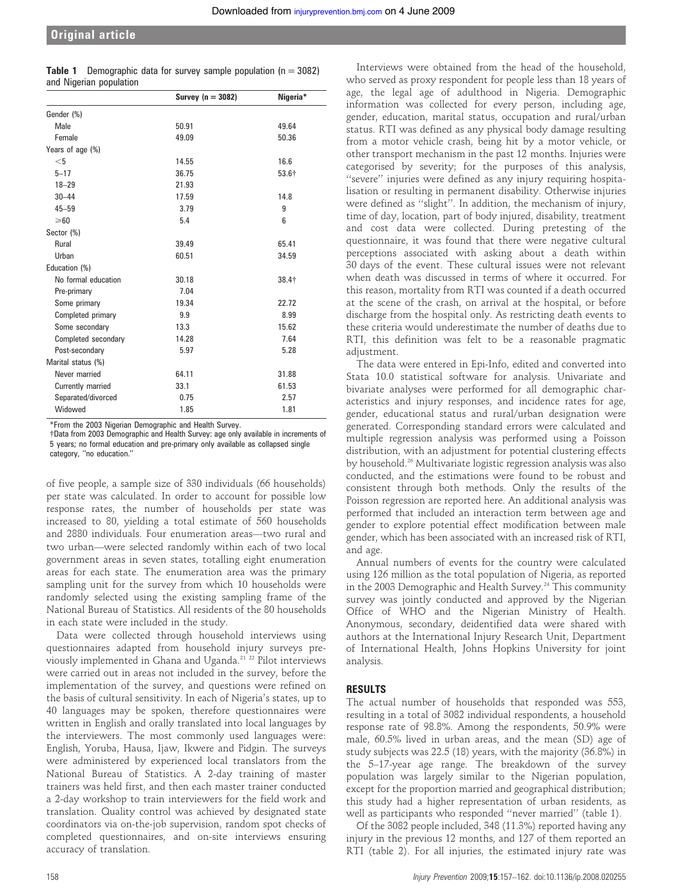**Table 1** Demographic data for survey sample population (n = 3082) and Nigerian population

| | Survey (n = 3082) | Nigeria* |
|---|---|---|
| Gender (%) | | |
| Male | 50.91 | 49.64 |
| Female | 49.09 | 50.36 |
| Years of age (%) | | |
| <5 | 14.55 | 16.6 |
| 5–17 | 36.75 | 53.6† |
| 18–29 | 21.93 | |
| 30–44 | 17.59 | 14.8 |
| 45–59 | 3.79 | 9 |
| ⩾60 | 5.4 | 6 |
| Sector (%) | | |
| Rural | 39.49 | 65.41 |
| Urban | 60.51 | 34.59 |
| Education (%) | | |
| No formal education | 30.18 | 38.4† |
| Pre-primary | 7.04 | |
| Some primary | 19.34 | 22.72 |
| Completed primary | 9.9 | 8.99 |
| Some secondary | 13.3 | 15.62 |
| Completed secondary | 14.28 | 7.64 |
| Post-secondary | 5.97 | 5.28 |
| Marital status (%) | | |
| Never married | 64.11 | 31.88 |
| Currently married | 33.1 | 61.53 |
| Separated/divorced | 0.75 | 2.57 |
| Widowed | 1.85 | 1.81 |

*From the 2003 Nigerian Demographic and Health Survey.
†Data from 2003 Demographic and Health Survey: age only available in increments of 5 years; no formal education and pre-primary only available as collapsed single category, "no education."

of five people, a sample size of 330 individuals (66 households) per state was calculated. In order to account for possible low response rates, the number of households per state was increased to 80, yielding a total estimate of 560 households and 2880 individuals. Four enumeration areas—two rural and two urban—were selected randomly within each of two local government areas in seven states, totalling eight enumeration areas for each state. The enumeration area was the primary sampling unit for the survey from which 10 households were randomly selected using the existing sampling frame of the National Bureau of Statistics. All residents of the 80 households in each state were included in the study.

Data were collected through household interviews using questionnaires adapted from household injury surveys previously implemented in Ghana and Uganda.[21 22] Pilot interviews were carried out in areas not included in the survey, before the implementation of the survey, and questions were refined on the basis of cultural sensitivity. In each of Nigeria's states, up to 40 languages may be spoken, therefore questionnaires were written in English and orally translated into local languages by the interviewers. The most commonly used languages were: English, Yoruba, Hausa, Ijaw, Ikwere and Pidgin. The surveys were administered by experienced local translators from the National Bureau of Statistics. A 2-day training of master trainers was held first, and then each master trainer conducted a 2-day workshop to train interviewers for the field work and translation. Quality control was achieved by designated state coordinators via on-the-job supervision, random spot checks of completed questionnaires, and on-site interviews ensuring accuracy of translation.

Interviews were obtained from the head of the household, who served as proxy respondent for people less than 18 years of age, the legal age of adulthood in Nigeria. Demographic information was collected for every person, including age, gender, education, marital status, occupation and rural/urban status. RTI was defined as any physical body damage resulting from a motor vehicle crash, being hit by a motor vehicle, or other transport mechanism in the past 12 months. Injuries were categorised by severity; for the purposes of this analysis, "severe" injuries were defined as any injury requiring hospitalisation or resulting in permanent disability. Otherwise injuries were defined as "slight". In addition, the mechanism of injury, time of day, location, part of body injured, disability, treatment and cost data were collected. During pretesting of the questionnaire, it was found that there were negative cultural perceptions associated with asking about a death within 30 days of the event. These cultural issues were not relevant when death was discussed in terms of where it occurred. For this reason, mortality from RTI was counted if a death occurred at the scene of the crash, on arrival at the hospital, or before discharge from the hospital only. As restricting death events to these criteria would underestimate the number of deaths due to RTI, this definition was felt to be a reasonable pragmatic adjustment.

The data were entered in Epi-Info, edited and converted into Stata 10.0 statistical software for analysis. Univariate and bivariate analyses were performed for all demographic characteristics and injury responses, and incidence rates for age, gender, educational status and rural/urban designation were generated. Corresponding standard errors were calculated and multiple regression analysis was performed using a Poisson distribution, with an adjustment for potential clustering effects by household.[26] Multivariate logistic regression analysis was also conducted, and the estimations were found to be robust and consistent through both methods. Only the results of the Poisson regression are reported here. An additional analysis was performed that included an interaction term between age and gender to explore potential effect modification between male gender, which has been associated with an increased risk of RTI, and age.

Annual numbers of events for the country were calculated using 126 million as the total population of Nigeria, as reported in the 2003 Demographic and Health Survey.[24] This community survey was jointly conducted and approved by the Nigerian Office of WHO and the Nigerian Ministry of Health. Anonymous, secondary, deidentified data were shared with authors at the International Injury Research Unit, Department of International Health, Johns Hopkins University for joint analysis.

## RESULTS

The actual number of households that responded was 553, resulting in a total of 3082 individual respondents, a household response rate of 98.8%. Among the respondents, 50.9% were male, 60.5% lived in urban areas, and the mean (SD) age of study subjects was 22.5 (18) years, with the majority (36.8%) in the 5–17-year age range. The breakdown of the survey population was largely similar to the Nigerian population, except for the proportion married and geographical distribution; this study had a higher representation of urban residents, as well as participants who responded "never married" (table 1).

Of the 3082 people included, 348 (11.3%) reported having any injury in the previous 12 months, and 127 of them reported an RTI (table 2). For all injuries, the estimated injury rate was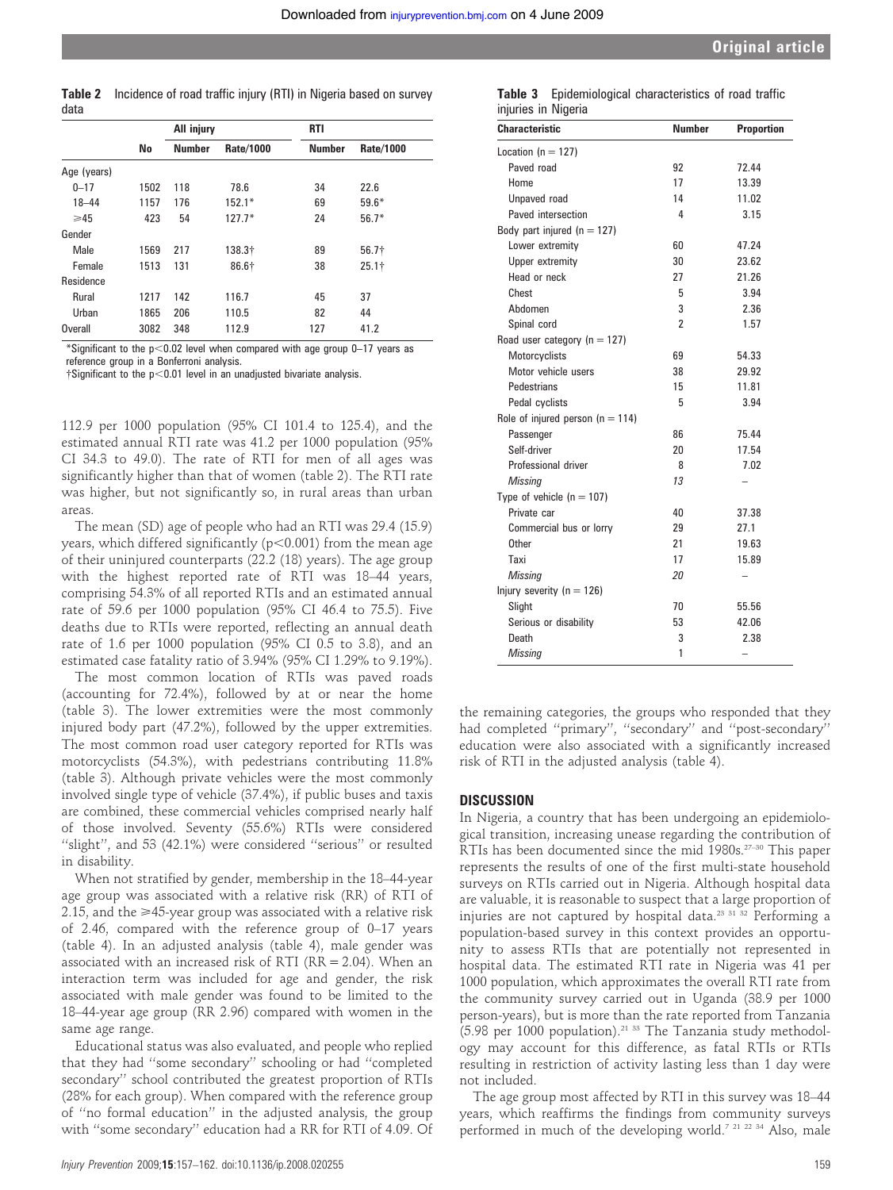**Table 2** Incidence of road traffic injury (RTI) in Nigeria based on survey data

| | No | All injury | | RTI | |
|---|---|---|---|---|---|
| | | Number | Rate/1000 | Number | Rate/1000 |
| Age (years) | | | | | |
| 0–17 | 1502 | 118 | 78.6 | 34 | 22.6 |
| 18–44 | 1157 | 176 | 152.1* | 69 | 59.6* |
| ⩾45 | 423 | 54 | 127.7* | 24 | 56.7* |
| Gender | | | | | |
| Male | 1569 | 217 | 138.3† | 89 | 56.7† |
| Female | 1513 | 131 | 86.6† | 38 | 25.1† |
| Residence | | | | | |
| Rural | 1217 | 142 | 116.7 | 45 | 37 |
| Urban | 1865 | 206 | 110.5 | 82 | 44 |
| Overall | 3082 | 348 | 112.9 | 127 | 41.2 |

*Significant to the $p<0.02$ level when compared with age group 0–17 years as reference group in a Bonferroni analysis.
†Significant to the $p<0.01$ level in an unadjusted bivariate analysis.

112.9 per 1000 population (95% CI 101.4 to 125.4), and the estimated annual RTI rate was 41.2 per 1000 population (95% CI 34.3 to 49.0). The rate of RTI for men of all ages was significantly higher than that of women (table 2). The RTI rate was higher, but not significantly so, in rural areas than urban areas.

The mean (SD) age of people who had an RTI was 29.4 (15.9) years, which differed significantly ($p<0.001$) from the mean age of their uninjured counterparts (22.2 (18) years). The age group with the highest reported rate of RTI was 18–44 years, comprising 54.3% of all reported RTIs and an estimated annual rate of 59.6 per 1000 population (95% CI 46.4 to 75.5). Five deaths due to RTIs were reported, reflecting an annual death rate of 1.6 per 1000 population (95% CI 0.5 to 3.8), and an estimated case fatality ratio of 3.94% (95% CI 1.29% to 9.19%).

The most common location of RTIs was paved roads (accounting for 72.4%), followed by at or near the home (table 3). The lower extremities were the most commonly injured body part (47.2%), followed by the upper extremities. The most common road user category reported for RTIs was motorcyclists (54.3%), with pedestrians contributing 11.8% (table 3). Although private vehicles were the most commonly involved single type of vehicle (37.4%), if public buses and taxis are combined, these commercial vehicles comprised nearly half of those involved. Seventy (55.6%) RTIs were considered "slight", and 53 (42.1%) were considered "serious" or resulted in disability.

When not stratified by gender, membership in the 18–44-year age group was associated with a relative risk (RR) of RTI of 2.15, and the ⩾45-year group was associated with a relative risk of 2.46, compared with the reference group of 0–17 years (table 4). In an adjusted analysis (table 4), male gender was associated with an increased risk of RTI (RR = 2.04). When an interaction term was included for age and gender, the risk associated with male gender was found to be limited to the 18–44-year age group (RR 2.96) compared with women in the same age range.

Educational status was also evaluated, and people who replied that they had "some secondary" schooling or had "completed secondary" school contributed the greatest proportion of RTIs (28% for each group). When compared with the reference group of "no formal education" in the adjusted analysis, the group with "some secondary" education had a RR for RTI of 4.09. Of the remaining categories, the groups who responded that they had completed "primary", "secondary" and "post-secondary" education were also associated with a significantly increased risk of RTI in the adjusted analysis (table 4).

**Table 3** Epidemiological characteristics of road traffic injuries in Nigeria

| Characteristic | Number | Proportion |
|---|---|---|
| Location (n = 127) | | |
| Paved road | 92 | 72.44 |
| Home | 17 | 13.39 |
| Unpaved road | 14 | 11.02 |
| Paved intersection | 4 | 3.15 |
| Body part injured (n = 127) | | |
| Lower extremity | 60 | 47.24 |
| Upper extremity | 30 | 23.62 |
| Head or neck | 27 | 21.26 |
| Chest | 5 | 3.94 |
| Abdomen | 3 | 2.36 |
| Spinal cord | 2 | 1.57 |
| Road user category (n = 127) | | |
| Motorcyclists | 69 | 54.33 |
| Motor vehicle users | 38 | 29.92 |
| Pedestrians | 15 | 11.81 |
| Pedal cyclists | 5 | 3.94 |
| Role of injured person (n = 114) | | |
| Passenger | 86 | 75.44 |
| Self-driver | 20 | 17.54 |
| Professional driver | 8 | 7.02 |
| *Missing* | *13* | – |
| Type of vehicle (n = 107) | | |
| Private car | 40 | 37.38 |
| Commercial bus or lorry | 29 | 27.1 |
| Other | 21 | 19.63 |
| Taxi | 17 | 15.89 |
| *Missing* | *20* | – |
| Injury severity (n = 126) | | |
| Slight | 70 | 55.56 |
| Serious or disability | 53 | 42.06 |
| Death | 3 | 2.38 |
| *Missing* | 1 | – |

## DISCUSSION

In Nigeria, a country that has been undergoing an epidemiological transition, increasing unease regarding the contribution of RTIs has been documented since the mid 1980s.[27–30] This paper represents the results of one of the first multi-state household surveys on RTIs carried out in Nigeria. Although hospital data are valuable, it is reasonable to suspect that a large proportion of injuries are not captured by hospital data.[23 31 32] Performing a population-based survey in this context provides an opportunity to assess RTIs that are potentially not represented in hospital data. The estimated RTI rate in Nigeria was 41 per 1000 population, which approximates the overall RTI rate from the community survey carried out in Uganda (38.9 per 1000 person-years), but is more than the rate reported from Tanzania (5.98 per 1000 population).[21 33] The Tanzania study methodology may account for this difference, as fatal RTIs or RTIs resulting in restriction of activity lasting less than 1 day were not included.

The age group most affected by RTI in this survey was 18–44 years, which reaffirms the findings from community surveys performed in much of the developing world.[7 21 22 34] Also, male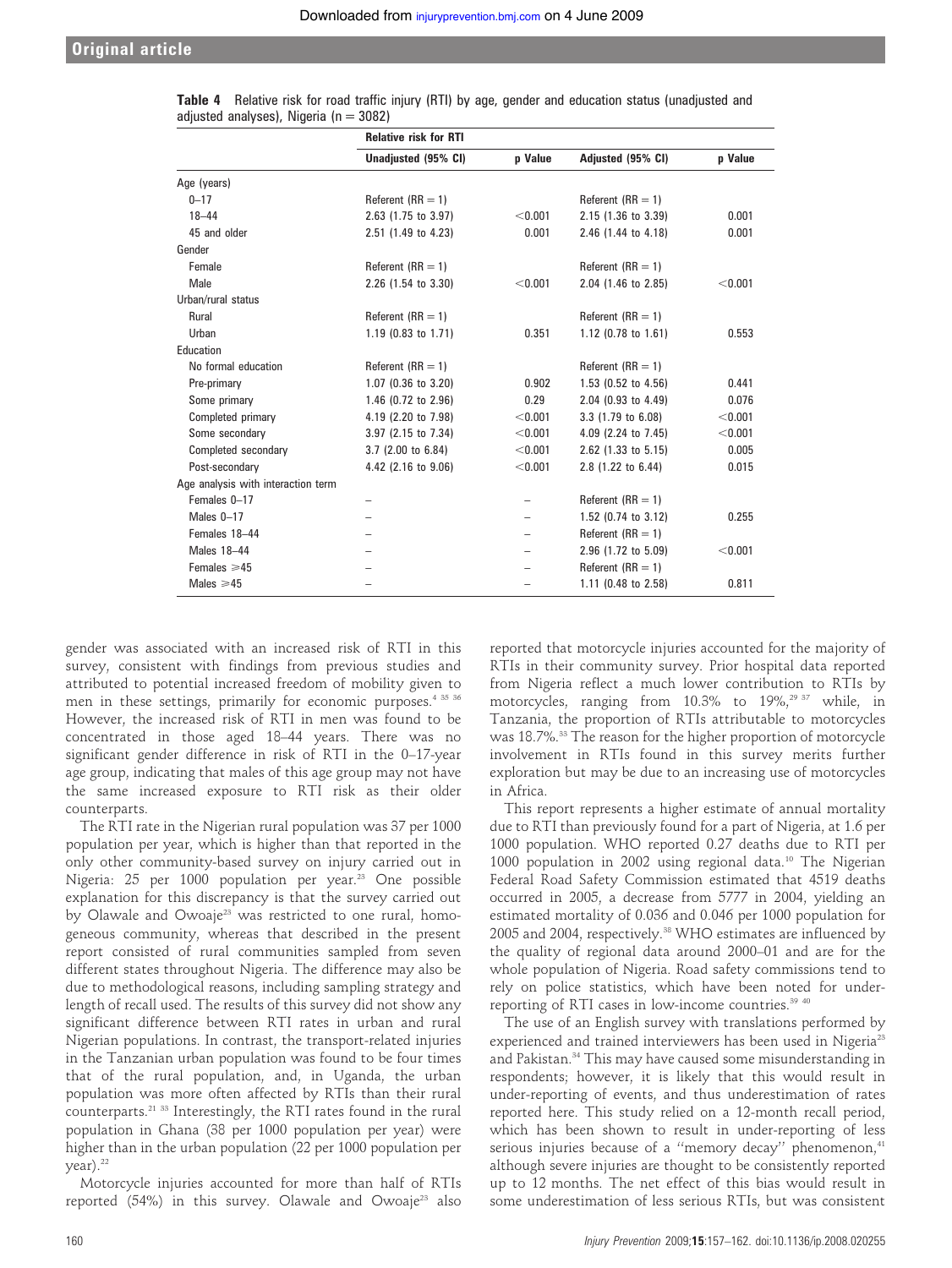**Table 4** Relative risk for road traffic injury (RTI) by age, gender and education status (unadjusted and adjusted analyses), Nigeria (n = 3082)

| | Relative risk for RTI | | | |
|---|---|---|---|---|
| | Unadjusted (95% CI) | p Value | Adjusted (95% CI) | p Value |
| Age (years) | | | | |
| 0–17 | Referent (RR = 1) | | Referent (RR = 1) | |
| 18–44 | 2.63 (1.75 to 3.97) | <0.001 | 2.15 (1.36 to 3.39) | 0.001 |
| 45 and older | 2.51 (1.49 to 4.23) | 0.001 | 2.46 (1.44 to 4.18) | 0.001 |
| Gender | | | | |
| Female | Referent (RR = 1) | | Referent (RR = 1) | |
| Male | 2.26 (1.54 to 3.30) | <0.001 | 2.04 (1.46 to 2.85) | <0.001 |
| Urban/rural status | | | | |
| Rural | Referent (RR = 1) | | Referent (RR = 1) | |
| Urban | 1.19 (0.83 to 1.71) | 0.351 | 1.12 (0.78 to 1.61) | 0.553 |
| Education | | | | |
| No formal education | Referent (RR = 1) | | Referent (RR = 1) | |
| Pre-primary | 1.07 (0.36 to 3.20) | 0.902 | 1.53 (0.52 to 4.56) | 0.441 |
| Some primary | 1.46 (0.72 to 2.96) | 0.29 | 2.04 (0.93 to 4.49) | 0.076 |
| Completed primary | 4.19 (2.20 to 7.98) | <0.001 | 3.3 (1.79 to 6.08) | <0.001 |
| Some secondary | 3.97 (2.15 to 7.34) | <0.001 | 4.09 (2.24 to 7.45) | <0.001 |
| Completed secondary | 3.7 (2.00 to 6.84) | <0.001 | 2.62 (1.33 to 5.15) | 0.005 |
| Post-secondary | 4.42 (2.16 to 9.06) | <0.001 | 2.8 (1.22 to 6.44) | 0.015 |
| Age analysis with interaction term | | | | |
| Females 0–17 | – | – | Referent (RR = 1) | |
| Males 0–17 | – | – | 1.52 (0.74 to 3.12) | 0.255 |
| Females 18–44 | – | – | Referent (RR = 1) | |
| Males 18–44 | – | – | 2.96 (1.72 to 5.09) | <0.001 |
| Females ⩾45 | – | – | Referent (RR = 1) | |
| Males ⩾45 | – | – | 1.11 (0.48 to 2.58) | 0.811 |

gender was associated with an increased risk of RTI in this survey, consistent with findings from previous studies and attributed to potential increased freedom of mobility given to men in these settings, primarily for economic purposes.[4 35 36] However, the increased risk of RTI in men was found to be concentrated in those aged 18–44 years. There was no significant gender difference in risk of RTI in the 0–17-year age group, indicating that males of this age group may not have the same increased exposure to RTI risk as their older counterparts.

The RTI rate in the Nigerian rural population was 37 per 1000 population per year, which is higher than that reported in the only other community-based survey on injury carried out in Nigeria: 25 per 1000 population per year.[23] One possible explanation for this discrepancy is that the survey carried out by Olawale and Owoaje[23] was restricted to one rural, homogeneous community, whereas that described in the present report consisted of rural communities sampled from seven different states throughout Nigeria. The difference may also be due to methodological reasons, including sampling strategy and length of recall used. The results of this survey did not show any significant difference between RTI rates in urban and rural Nigerian populations. In contrast, the transport-related injuries in the Tanzanian urban population was found to be four times that of the rural population, and, in Uganda, the urban population was more often affected by RTIs than their rural counterparts.[21 33] Interestingly, the RTI rates found in the rural population in Ghana (38 per 1000 population per year) were higher than in the urban population (22 per 1000 population per year).[22]

Motorcycle injuries accounted for more than half of RTIs reported (54%) in this survey. Olawale and Owoaje[23] also reported that motorcycle injuries accounted for the majority of RTIs in their community survey. Prior hospital data reported from Nigeria reflect a much lower contribution to RTIs by motorcycles, ranging from 10.3% to 19%,[29 37] while, in Tanzania, the proportion of RTIs attributable to motorcycles was 18.7%.[33] The reason for the higher proportion of motorcycle involvement in RTIs found in this survey merits further exploration but may be due to an increasing use of motorcycles in Africa.

This report represents a higher estimate of annual mortality due to RTI than previously found for a part of Nigeria, at 1.6 per 1000 population. WHO reported 0.27 deaths due to RTI per 1000 population in 2002 using regional data.[10] The Nigerian Federal Road Safety Commission estimated that 4519 deaths occurred in 2005, a decrease from 5777 in 2004, yielding an estimated mortality of 0.036 and 0.046 per 1000 population for 2005 and 2004, respectively.[38] WHO estimates are influenced by the quality of regional data around 2000–01 and are for the whole population of Nigeria. Road safety commissions tend to rely on police statistics, which have been noted for under-reporting of RTI cases in low-income countries.[39 40]

The use of an English survey with translations performed by experienced and trained interviewers has been used in Nigeria[23] and Pakistan.[34] This may have caused some misunderstanding in respondents; however, it is likely that this would result in under-reporting of events, and thus underestimation of rates reported here. This study relied on a 12-month recall period, which has been shown to result in under-reporting of less serious injuries because of a "memory decay" phenomenon,[41] although severe injuries are thought to be consistently reported up to 12 months. The net effect of this bias would result in some underestimation of less serious RTIs, but was consistent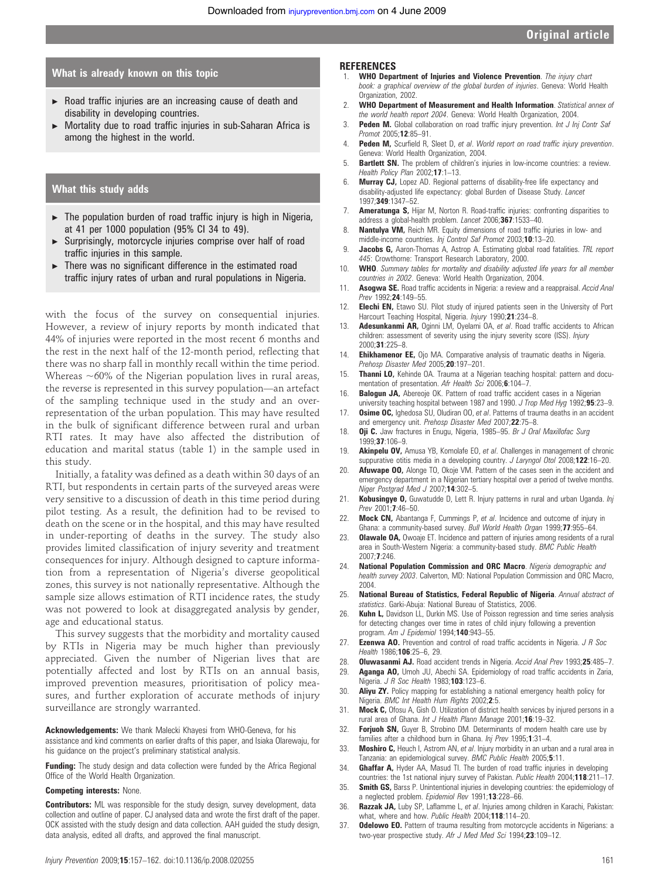### What is already known on this topic

- Road traffic injuries are an increasing cause of death and disability in developing countries.
- Mortality due to road traffic injuries in sub-Saharan Africa is among the highest in the world.

### What this study adds

- The population burden of road traffic injury is high in Nigeria, at 41 per 1000 population (95% CI 34 to 49).
- Surprisingly, motorcycle injuries comprise over half of road traffic injuries in this sample.
- There was no significant difference in the estimated road traffic injury rates of urban and rural populations in Nigeria.

with the focus of the survey on consequential injuries. However, a review of injury reports by month indicated that 44% of injuries were reported in the most recent 6 months and the rest in the next half of the 12-month period, reflecting that there was no sharp fall in monthly recall within the time period. Whereas ~60% of the Nigerian population lives in rural areas, the reverse is represented in this survey population—an artefact of the sampling technique used in the study and an overrepresentation of the urban population. This may have resulted in the bulk of significant difference between rural and urban RTI rates. It may have also affected the distribution of education and marital status (table 1) in the sample used in this study.

Initially, a fatality was defined as a death within 30 days of an RTI, but respondents in certain parts of the surveyed areas were very sensitive to a discussion of death in this time period during pilot testing. As a result, the definition had to be revised to death on the scene or in the hospital, and this may have resulted in under-reporting of deaths in the survey. The study also provides limited classification of injury severity and treatment consequences for injury. Although designed to capture information from a representation of Nigeria's diverse geopolitical zones, this survey is not nationally representative. Although the sample size allows estimation of RTI incidence rates, the study was not powered to look at disaggregated analysis by gender, age and educational status.

This survey suggests that the morbidity and mortality caused by RTIs in Nigeria may be much higher than previously appreciated. Given the number of Nigerian lives that are potentially affected and lost by RTIs on an annual basis, improved prevention measures, prioritisation of policy measures, and further exploration of accurate methods of injury surveillance are strongly warranted.

**Acknowledgements:** We thank Malecki Khayesi from WHO-Geneva, for his assistance and kind comments on earlier drafts of this paper, and Isiaka Olarewaju, for his guidance on the project's preliminary statistical analysis.

**Funding:** The study design and data collection were funded by the Africa Regional Office of the World Health Organization.

**Competing interests:** None.

**Contributors:** ML was responsible for the study design, survey development, data collection and outline of paper. CJ analysed data and wrote the first draft of the paper. OCK assisted with the study design and data collection. AAH guided the study design, data analysis, edited all drafts, and approved the final manuscript.

## REFERENCES

1. **WHO Department of Injuries and Violence Prevention**. *The injury chart book: a graphical overview of the global burden of injuries*. Geneva: World Health Organization, 2002.
2. **WHO Department of Measurement and Health Information**. *Statistical annex of the world health report 2004*. Geneva: World Health Organization, 2004.
3. **Peden M.** Global collaboration on road traffic injury prevention. *Int J Inj Contr Saf Promot* 2005;**12**:85–91.
4. **Peden M,** Scurfield R, Sleet D, *et al*. *World report on road traffic injury prevention*. Geneva: World Health Organization, 2004.
5. **Bartlett SN.** The problem of children's injuries in low-income countries: a review. *Health Policy Plan* 2002;**17**:1–13.
6. **Murray CJ,** Lopez AD. Regional patterns of disability-free life expectancy and disability-adjusted life expectancy: global Burden of Disease Study. *Lancet* 1997;**349**:1347–52.
7. **Ameratunga S,** Hijar M, Norton R. Road-traffic injuries: confronting disparities to address a global-health problem. *Lancet* 2006;**367**:1533–40.
8. **Nantulya VM,** Reich MR. Equity dimensions of road traffic injuries in low- and middle-income countries. *Inj Control Saf Promot* 2003;**10**:13–20.
9. **Jacobs G,** Aaron-Thomas A, Astrop A. Estimating global road fatalities. *TRL report 445*: Crowthorne: Transport Research Laboratory, 2000.
10. **WHO**. *Summary tables for mortality and disability adjusted life years for all member countries in 2002*. Geneva: World Health Organization, 2004.
11. **Asogwa SE.** Road traffic accidents in Nigeria: a review and a reappraisal. *Accid Anal Prev* 1992;**24**:149–55.
12. **Elechi EN,** Etawo SU. Pilot study of injured patients seen in the University of Port Harcourt Teaching Hospital, Nigeria. *Injury* 1990;**21**:234–8.
13. **Adesunkanmi AR,** Oginni LM, Oyelami OA, *et al*. Road traffic accidents to African children: assessment of severity using the injury severity score (ISS). *Injury* 2000;**31**:225–8.
14. **Ehikhamenor EE,** Ojo MA. Comparative analysis of traumatic deaths in Nigeria. *Prehosp Disaster Med* 2005;**20**:197–201.
15. **Thanni LO,** Kehinde OA. Trauma at a Nigerian teaching hospital: pattern and documentation of presentation. *Afr Health Sci* 2006;**6**:104–7.
16. **Balogun JA,** Abereoje OK. Pattern of road traffic accident cases in a Nigerian university teaching hospital between 1987 and 1990. *J Trop Med Hyg* 1992;**95**:23–9.
17. **Osime OC,** Ighedosa SU, Oludiran OO, *et al*. Patterns of trauma deaths in an accident and emergency unit. *Prehosp Disaster Med* 2007;**22**:75–8.
18. **Oji C.** Jaw fractures in Enugu, Nigeria, 1985–95. *Br J Oral Maxillofac Surg* 1999;**37**:106–9.
19. **Akinpelu OV,** Amusa YB, Komolafe EO, *et al*. Challenges in management of chronic suppurative otitis media in a developing country. *J Laryngol Otol* 2008;**122**:16–20.
20. **Afuwape OO,** Alonge TO, Okoje VM. Pattern of the cases seen in the accident and emergency department in a Nigerian tertiary hospital over a period of twelve months. *Niger Postgrad Med J* 2007;**14**:302–5.
21. **Kobusingye O,** Guwatudde D, Lett R. Injury patterns in rural and urban Uganda. *Inj Prev* 2001;**7**:46–50.
22. **Mock CN,** Abantanga F, Cummings P, *et al*. Incidence and outcome of injury in Ghana: a community-based survey. *Bull World Health Organ* 1999;**77**:955–64.
23. **Olawale OA,** Owoaje ET. Incidence and pattern of injuries among residents of a rural area in South-Western Nigeria: a community-based study. *BMC Public Health* 2007;**7**:246.
24. **National Population Commission and ORC Macro**. *Nigeria demographic and health survey 2003*. Calverton, MD: National Population Commission and ORC Macro, 2004.
25. **National Bureau of Statistics, Federal Republic of Nigeria**. *Annual abstract of statistics*. Garki-Abuja: National Bureau of Statistics, 2006.
26. **Kuhn L,** Davidson LL, Durkin MS. Use of Poisson regression and time series analysis for detecting changes over time in rates of child injury following a prevention program. *Am J Epidemiol* 1994;**140**:943–55.
27. **Ezenwa AO.** Prevention and control of road traffic accidents in Nigeria. *J R Soc Health* 1986;**106**:25–6, 29.
28. **Oluwasanmi AJ.** Road accident trends in Nigeria. *Accid Anal Prev* 1993;**25**:485–7.
29. **Aganga AO,** Umoh JU, Abechi SA. Epidemiology of road traffic accidents in Zaria, Nigeria. *J R Soc Health* 1983;**103**:123–6.
30. **Aliyu ZY.** Policy mapping for establishing a national emergency health policy for Nigeria. *BMC Int Health Hum Rights* 2002;**2**:5.
31. **Mock C,** Ofosu A, Gish O. Utilization of district health services by injured persons in a rural area of Ghana. *Int J Health Plann Manage* 2001;**16**:19–32.
32. **Forjuoh SN,** Guyer B, Strobino DM. Determinants of modern health care use by families after a childhood burn in Ghana. *Inj Prev* 1995;**1**:31–4.
33. **Moshiro C,** Heuch I, Astrom AN, *et al*. Injury morbidity in an urban and a rural area in Tanzania: an epidemiological survey. *BMC Public Health* 2005;**5**:11.
34. **Ghaffar A,** Hyder AA, Masud TI. The burden of road traffic injuries in developing countries: the 1st national injury survey of Pakistan. *Public Health* 2004;**118**:211–17.
35. **Smith GS,** Barss P. Unintentional injuries in developing countries: the epidemiology of a neglected problem. *Epidemiol Rev* 1991;**13**:228–66.
36. **Razzak JA,** Luby SP, Laflamme L, *et al*. Injuries among children in Karachi, Pakistan: what, where and how. *Public Health* 2004;**118**:114–20.
37. **Odelowo EO.** Pattern of trauma resulting from motorcycle accidents in Nigerians: a two-year prospective study. *Afr J Med Med Sci* 1994;**23**:109–12.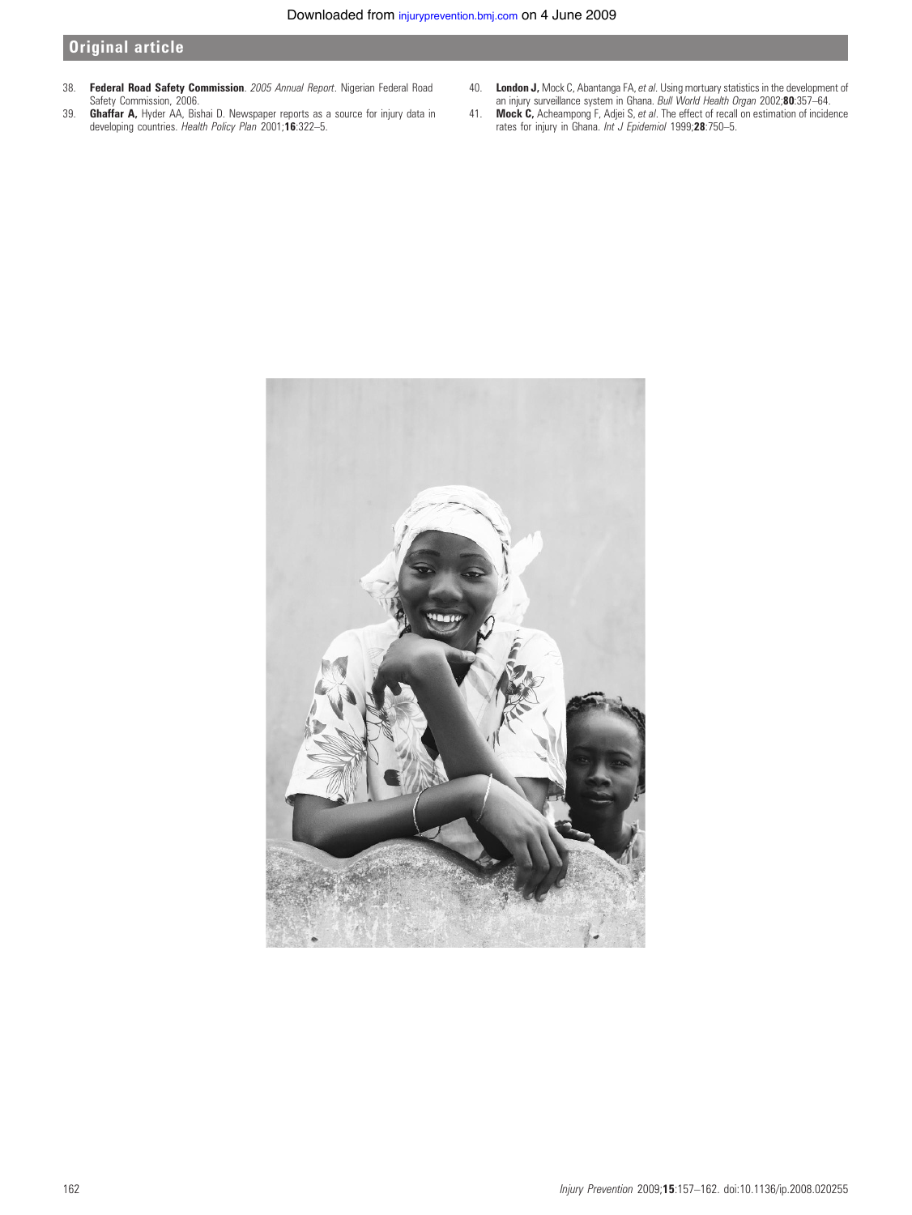38. **Federal Road Safety Commission**. *2005 Annual Report*. Nigerian Federal Road Safety Commission, 2006.
39. **Ghaffar A,** Hyder AA, Bishai D. Newspaper reports as a source for injury data in developing countries. *Health Policy Plan* 2001;**16**:322–5.
40. **London J,** Mock C, Abantanga FA, *et al*. Using mortuary statistics in the development of an injury surveillance system in Ghana. *Bull World Health Organ* 2002;**80**:357–64.
41. **Mock C,** Acheampong F, Adjei S, *et al*. The effect of recall on estimation of incidence rates for injury in Ghana. *Int J Epidemiol* 1999;**28**:750–5.